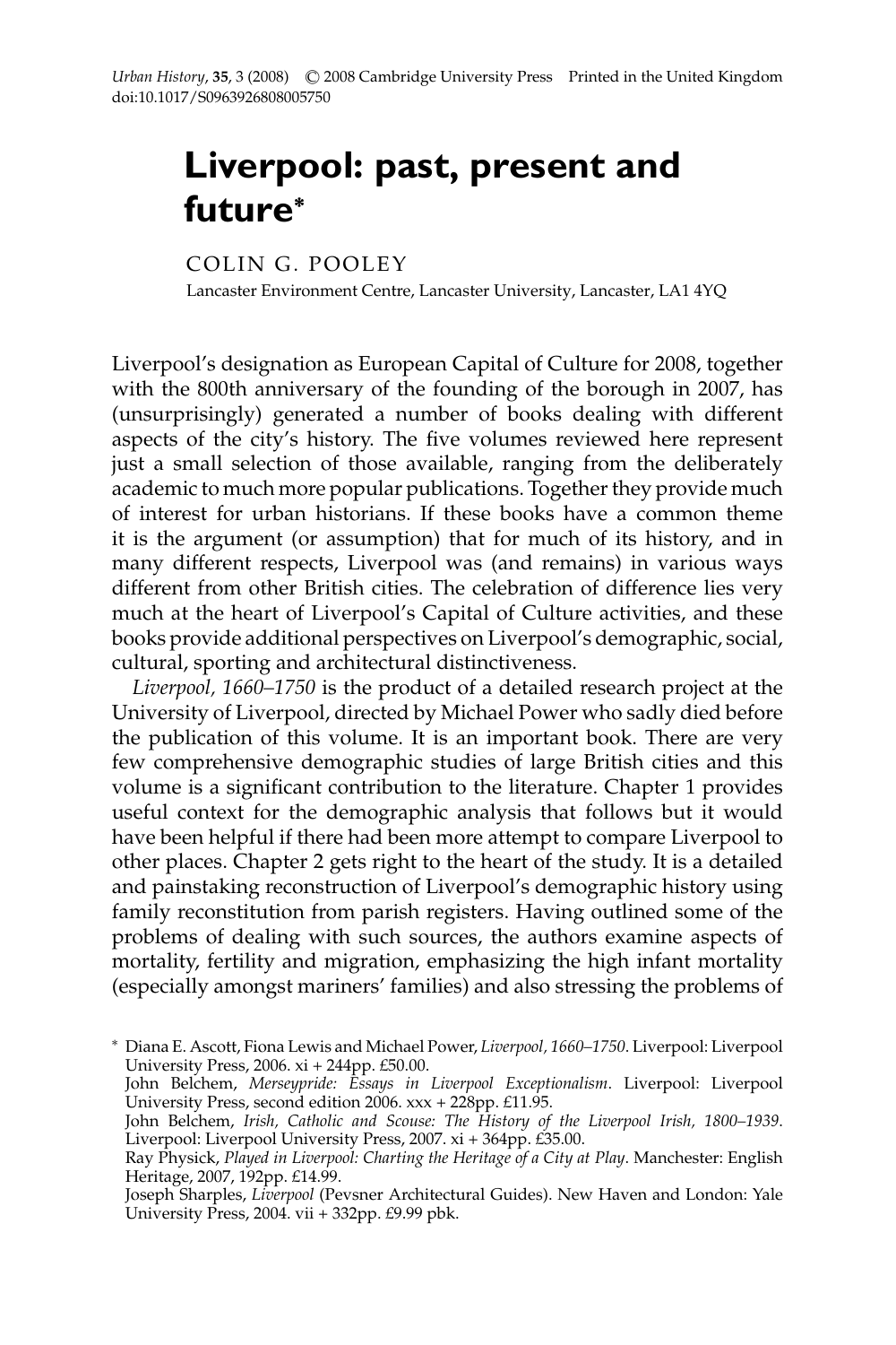# Liverpool: past, present and future*

COLIN G. POOLEY

Lancaster Environment Centre, Lancaster University, Lancaster, LA1 4YQ

Liverpool's designation as European Capital of Culture for 2008, together with the 800th anniversary of the founding of the borough in 2007, has (unsurprisingly) generated a number of books dealing with different aspects of the city's history. The five volumes reviewed here represent just a small selection of those available, ranging from the deliberately academic to much more popular publications. Together they provide much of interest for urban historians. If these books have a common theme it is the argument (or assumption) that for much of its history, and in many different respects, Liverpool was (and remains) in various ways different from other British cities. The celebration of difference lies very much at the heart of Liverpool's Capital of Culture activities, and these books provide additional perspectives on Liverpool's demographic, social, cultural, sporting and architectural distinctiveness.

*Liverpool, 1660–1750* is the product of a detailed research project at the University of Liverpool, directed by Michael Power who sadly died before the publication of this volume. It is an important book. There are very few comprehensive demographic studies of large British cities and this volume is a significant contribution to the literature. Chapter 1 provides useful context for the demographic analysis that follows but it would have been helpful if there had been more attempt to compare Liverpool to other places. Chapter 2 gets right to the heart of the study. It is a detailed and painstaking reconstruction of Liverpool's demographic history using family reconstitution from parish registers. Having outlined some of the problems of dealing with such sources, the authors examine aspects of mortality, fertility and migration, emphasizing the high infant mortality (especially amongst mariners' families) and also stressing the problems of

---

\* Diana E. Ascott, Fiona Lewis and Michael Power, *Liverpool, 1660–1750*. Liverpool: Liverpool University Press, 2006. xi + 244pp. £50.00.
John Belchem, *Merseypride: Essays in Liverpool Exceptionalism*. Liverpool: Liverpool University Press, second edition 2006. xxx + 228pp. £11.95.
John Belchem, *Irish, Catholic and Scouse: The History of the Liverpool Irish, 1800–1939*. Liverpool: Liverpool University Press, 2007. xi + 364pp. £35.00.
Ray Physick, *Played in Liverpool: Charting the Heritage of a City at Play*. Manchester: English Heritage, 2007, 192pp. £14.99.
Joseph Sharples, *Liverpool* (Pevsner Architectural Guides). New Haven and London: Yale University Press, 2004. vii + 332pp. £9.99 pbk.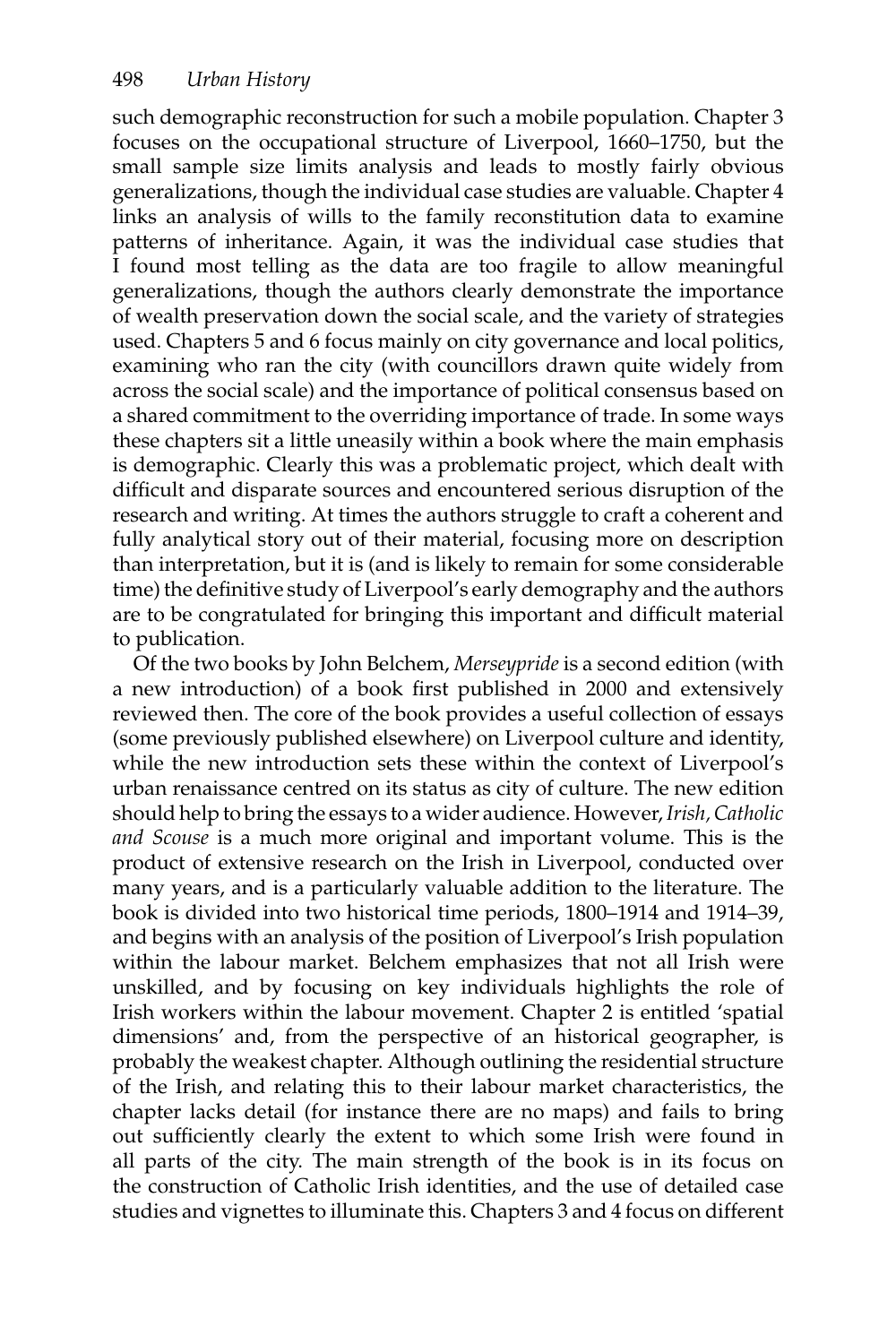such demographic reconstruction for such a mobile population. Chapter 3 focuses on the occupational structure of Liverpool, 1660–1750, but the small sample size limits analysis and leads to mostly fairly obvious generalizations, though the individual case studies are valuable. Chapter 4 links an analysis of wills to the family reconstitution data to examine patterns of inheritance. Again, it was the individual case studies that I found most telling as the data are too fragile to allow meaningful generalizations, though the authors clearly demonstrate the importance of wealth preservation down the social scale, and the variety of strategies used. Chapters 5 and 6 focus mainly on city governance and local politics, examining who ran the city (with councillors drawn quite widely from across the social scale) and the importance of political consensus based on a shared commitment to the overriding importance of trade. In some ways these chapters sit a little uneasily within a book where the main emphasis is demographic. Clearly this was a problematic project, which dealt with difficult and disparate sources and encountered serious disruption of the research and writing. At times the authors struggle to craft a coherent and fully analytical story out of their material, focusing more on description than interpretation, but it is (and is likely to remain for some considerable time) the definitive study of Liverpool's early demography and the authors are to be congratulated for bringing this important and difficult material to publication.

Of the two books by John Belchem, *Merseypride* is a second edition (with a new introduction) of a book first published in 2000 and extensively reviewed then. The core of the book provides a useful collection of essays (some previously published elsewhere) on Liverpool culture and identity, while the new introduction sets these within the context of Liverpool's urban renaissance centred on its status as city of culture. The new edition should help to bring the essays to a wider audience. However, *Irish, Catholic and Scouse* is a much more original and important volume. This is the product of extensive research on the Irish in Liverpool, conducted over many years, and is a particularly valuable addition to the literature. The book is divided into two historical time periods, 1800–1914 and 1914–39, and begins with an analysis of the position of Liverpool's Irish population within the labour market. Belchem emphasizes that not all Irish were unskilled, and by focusing on key individuals highlights the role of Irish workers within the labour movement. Chapter 2 is entitled 'spatial dimensions' and, from the perspective of an historical geographer, is probably the weakest chapter. Although outlining the residential structure of the Irish, and relating this to their labour market characteristics, the chapter lacks detail (for instance there are no maps) and fails to bring out sufficiently clearly the extent to which some Irish were found in all parts of the city. The main strength of the book is in its focus on the construction of Catholic Irish identities, and the use of detailed case studies and vignettes to illuminate this. Chapters 3 and 4 focus on different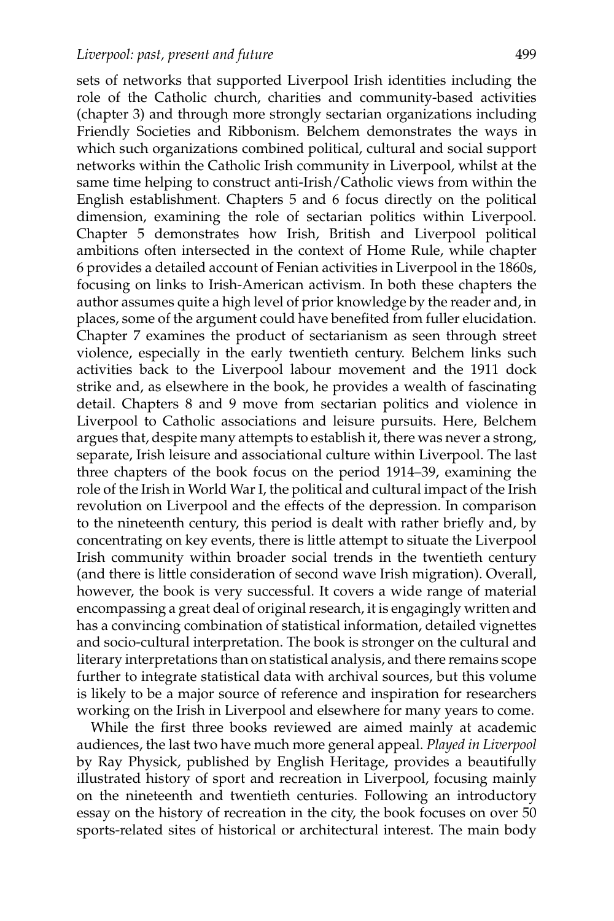sets of networks that supported Liverpool Irish identities including the role of the Catholic church, charities and community-based activities (chapter 3) and through more strongly sectarian organizations including Friendly Societies and Ribbonism. Belchem demonstrates the ways in which such organizations combined political, cultural and social support networks within the Catholic Irish community in Liverpool, whilst at the same time helping to construct anti-Irish/Catholic views from within the English establishment. Chapters 5 and 6 focus directly on the political dimension, examining the role of sectarian politics within Liverpool. Chapter 5 demonstrates how Irish, British and Liverpool political ambitions often intersected in the context of Home Rule, while chapter 6 provides a detailed account of Fenian activities in Liverpool in the 1860s, focusing on links to Irish-American activism. In both these chapters the author assumes quite a high level of prior knowledge by the reader and, in places, some of the argument could have benefited from fuller elucidation. Chapter 7 examines the product of sectarianism as seen through street violence, especially in the early twentieth century. Belchem links such activities back to the Liverpool labour movement and the 1911 dock strike and, as elsewhere in the book, he provides a wealth of fascinating detail. Chapters 8 and 9 move from sectarian politics and violence in Liverpool to Catholic associations and leisure pursuits. Here, Belchem argues that, despite many attempts to establish it, there was never a strong, separate, Irish leisure and associational culture within Liverpool. The last three chapters of the book focus on the period 1914–39, examining the role of the Irish in World War I, the political and cultural impact of the Irish revolution on Liverpool and the effects of the depression. In comparison to the nineteenth century, this period is dealt with rather briefly and, by concentrating on key events, there is little attempt to situate the Liverpool Irish community within broader social trends in the twentieth century (and there is little consideration of second wave Irish migration). Overall, however, the book is very successful. It covers a wide range of material encompassing a great deal of original research, it is engagingly written and has a convincing combination of statistical information, detailed vignettes and socio-cultural interpretation. The book is stronger on the cultural and literary interpretations than on statistical analysis, and there remains scope further to integrate statistical data with archival sources, but this volume is likely to be a major source of reference and inspiration for researchers working on the Irish in Liverpool and elsewhere for many years to come.

While the first three books reviewed are aimed mainly at academic audiences, the last two have much more general appeal. *Played in Liverpool* by Ray Physick, published by English Heritage, provides a beautifully illustrated history of sport and recreation in Liverpool, focusing mainly on the nineteenth and twentieth centuries. Following an introductory essay on the history of recreation in the city, the book focuses on over 50 sports-related sites of historical or architectural interest. The main body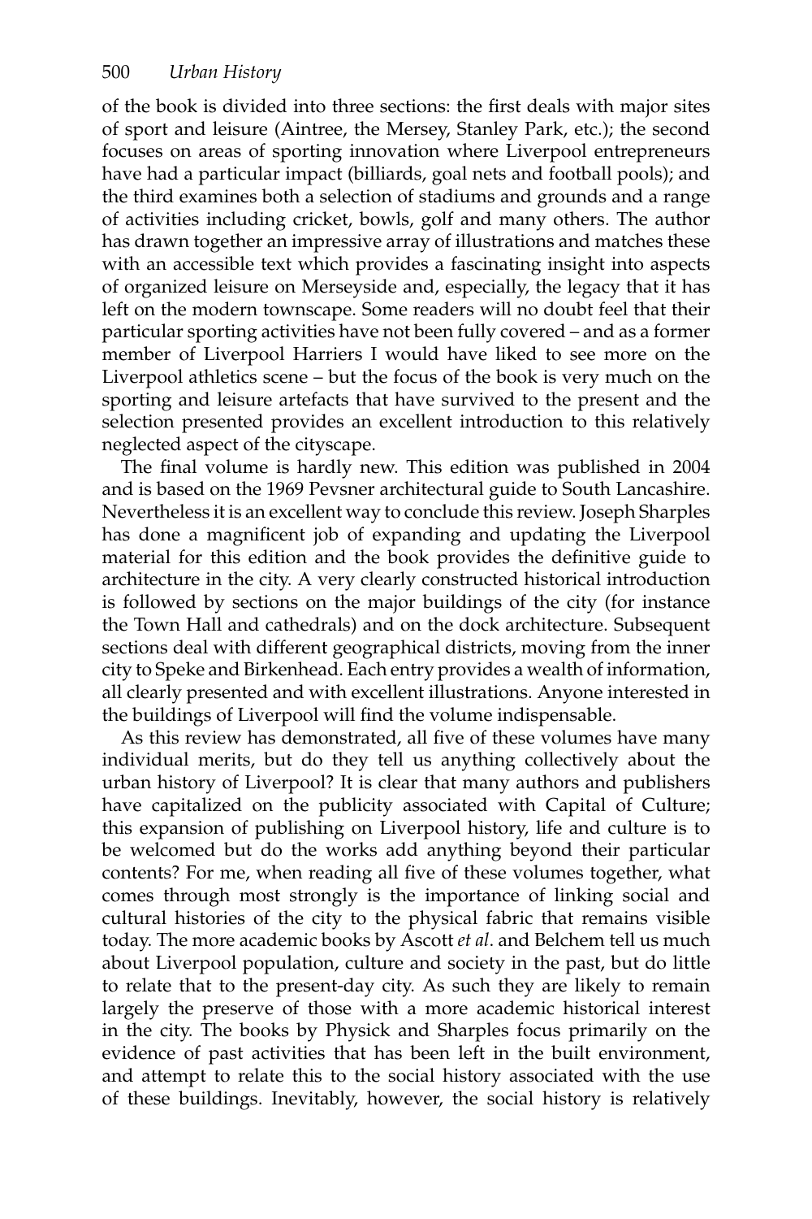of the book is divided into three sections: the first deals with major sites of sport and leisure (Aintree, the Mersey, Stanley Park, etc.); the second focuses on areas of sporting innovation where Liverpool entrepreneurs have had a particular impact (billiards, goal nets and football pools); and the third examines both a selection of stadiums and grounds and a range of activities including cricket, bowls, golf and many others. The author has drawn together an impressive array of illustrations and matches these with an accessible text which provides a fascinating insight into aspects of organized leisure on Merseyside and, especially, the legacy that it has left on the modern townscape. Some readers will no doubt feel that their particular sporting activities have not been fully covered – and as a former member of Liverpool Harriers I would have liked to see more on the Liverpool athletics scene – but the focus of the book is very much on the sporting and leisure artefacts that have survived to the present and the selection presented provides an excellent introduction to this relatively neglected aspect of the cityscape.

The final volume is hardly new. This edition was published in 2004 and is based on the 1969 Pevsner architectural guide to South Lancashire. Nevertheless it is an excellent way to conclude this review. Joseph Sharples has done a magnificent job of expanding and updating the Liverpool material for this edition and the book provides the definitive guide to architecture in the city. A very clearly constructed historical introduction is followed by sections on the major buildings of the city (for instance the Town Hall and cathedrals) and on the dock architecture. Subsequent sections deal with different geographical districts, moving from the inner city to Speke and Birkenhead. Each entry provides a wealth of information, all clearly presented and with excellent illustrations. Anyone interested in the buildings of Liverpool will find the volume indispensable.

As this review has demonstrated, all five of these volumes have many individual merits, but do they tell us anything collectively about the urban history of Liverpool? It is clear that many authors and publishers have capitalized on the publicity associated with Capital of Culture; this expansion of publishing on Liverpool history, life and culture is to be welcomed but do the works add anything beyond their particular contents? For me, when reading all five of these volumes together, what comes through most strongly is the importance of linking social and cultural histories of the city to the physical fabric that remains visible today. The more academic books by Ascott *et al*. and Belchem tell us much about Liverpool population, culture and society in the past, but do little to relate that to the present-day city. As such they are likely to remain largely the preserve of those with a more academic historical interest in the city. The books by Physick and Sharples focus primarily on the evidence of past activities that has been left in the built environment, and attempt to relate this to the social history associated with the use of these buildings. Inevitably, however, the social history is relatively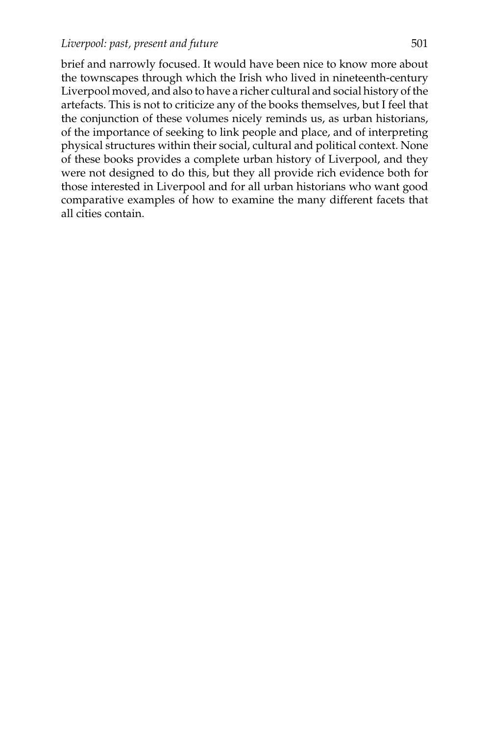brief and narrowly focused. It would have been nice to know more about the townscapes through which the Irish who lived in nineteenth-century Liverpool moved, and also to have a richer cultural and social history of the artefacts. This is not to criticize any of the books themselves, but I feel that the conjunction of these volumes nicely reminds us, as urban historians, of the importance of seeking to link people and place, and of interpreting physical structures within their social, cultural and political context. None of these books provides a complete urban history of Liverpool, and they were not designed to do this, but they all provide rich evidence both for those interested in Liverpool and for all urban historians who want good comparative examples of how to examine the many different facets that all cities contain.